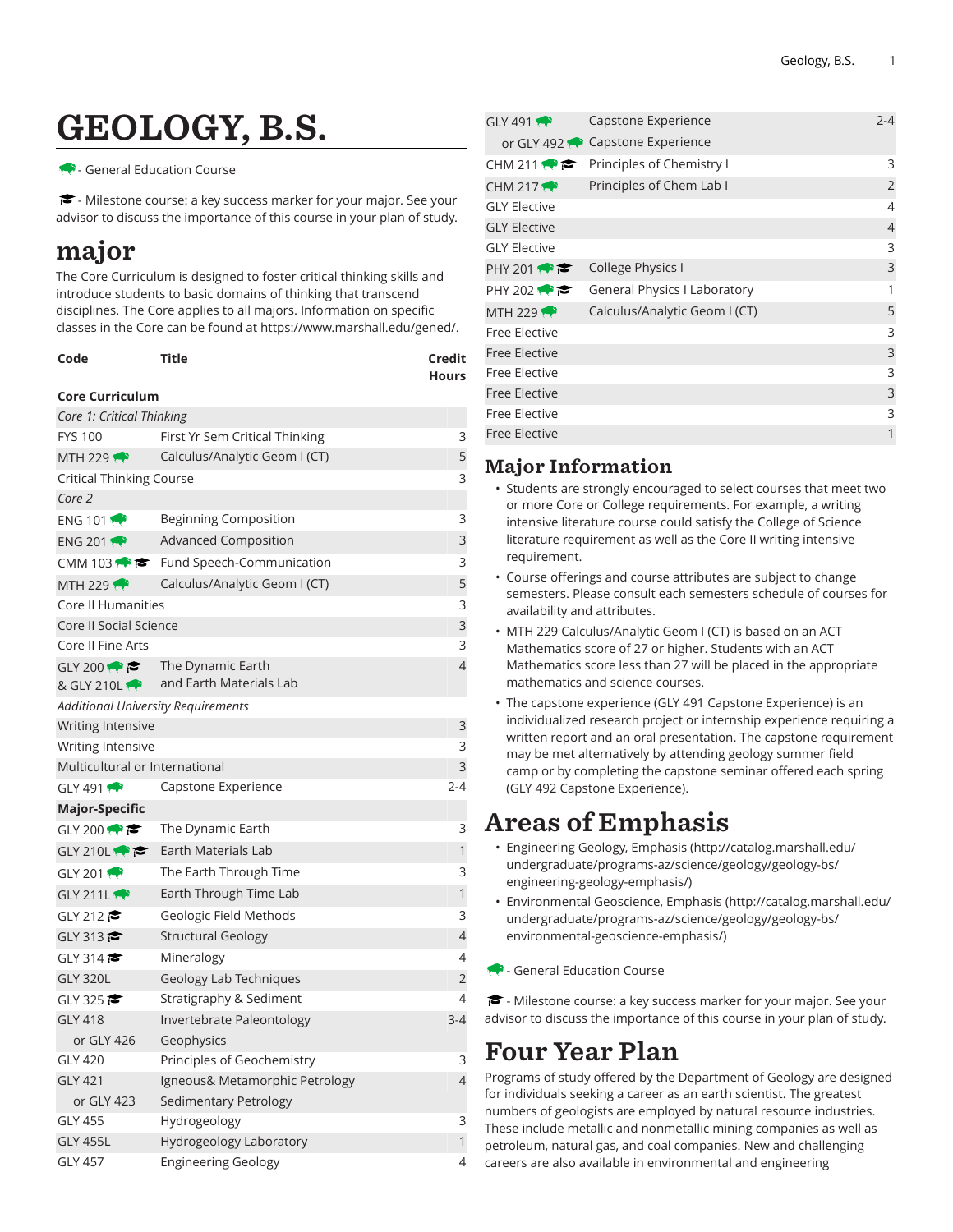# GEOLOGY, B.S.

🐃 - General Education Course

🎓 - Milestone course: a key success marker for your major. See your advisor to discuss the importance of this course in your plan of study.

## major

The Core Curriculum is designed to foster critical thinking skills and introduce students to basic domains of thinking that transcend disciplines. The Core applies to all majors. Information on specific classes in the Core can be found at https://www.marshall.edu/gened/.

| Code | Title | Credit Hours |
|---|---|---|
| **Core Curriculum** | | |
| *Core 1: Critical Thinking* | | |
| FYS 100 | First Yr Sem Critical Thinking | 3 |
| MTH 229 🐃 | Calculus/Analytic Geom I (CT) | 5 |
| Critical Thinking Course | | 3 |
| *Core 2* | | |
| ENG 101 🐃 | Beginning Composition | 3 |
| ENG 201 🐃 | Advanced Composition | 3 |
| CMM 103 🐃 🎓 | Fund Speech-Communication | 3 |
| MTH 229 🐃 | Calculus/Analytic Geom I (CT) | 5 |
| Core II Humanities | | 3 |
| Core II Social Science | | 3 |
| Core II Fine Arts | | 3 |
| GLY 200 🐃 🎓 & GLY 210L 🐃 | The Dynamic Earth and Earth Materials Lab | 4 |
| *Additional University Requirements* | | |
| Writing Intensive | | 3 |
| Writing Intensive | | 3 |
| Multicultural or International | | 3 |
| GLY 491 🐃 | Capstone Experience | 2-4 |
| **Major-Specific** | | |
| GLY 200 🐃 🎓 | The Dynamic Earth | 3 |
| GLY 210L 🐃 🎓 | Earth Materials Lab | 1 |
| GLY 201 🐃 | The Earth Through Time | 3 |
| GLY 211L 🐃 | Earth Through Time Lab | 1 |
| GLY 212 🎓 | Geologic Field Methods | 3 |
| GLY 313 🎓 | Structural Geology | 4 |
| GLY 314 🎓 | Mineralogy | 4 |
| GLY 320L | Geology Lab Techniques | 2 |
| GLY 325 🎓 | Stratigraphy & Sediment | 4 |
| GLY 418 | Invertebrate Paleontology | 3-4 |
| or GLY 426 | Geophysics | |
| GLY 420 | Principles of Geochemistry | 3 |
| GLY 421 | Igneous& Metamorphic Petrology | 4 |
| or GLY 423 | Sedimentary Petrology | |
| GLY 455 | Hydrogeology | 3 |
| GLY 455L | Hydrogeology Laboratory | 1 |
| GLY 457 | Engineering Geology | 4 |
| GLY 491 🐃 | Capstone Experience | 2-4 |
| or GLY 492 🐃 | Capstone Experience | |
| CHM 211 🐃 🎓 | Principles of Chemistry I | 3 |
| CHM 217 🐃 | Principles of Chem Lab I | 2 |
| GLY Elective | | 4 |
| GLY Elective | | 4 |
| GLY Elective | | 3 |
| PHY 201 🐃 🎓 | College Physics I | 3 |
| PHY 202 🐃 🎓 | General Physics I Laboratory | 1 |
| MTH 229 🐃 | Calculus/Analytic Geom I (CT) | 5 |
| Free Elective | | 3 |
| Free Elective | | 3 |
| Free Elective | | 3 |
| Free Elective | | 3 |
| Free Elective | | 3 |
| Free Elective | | 1 |

## Major Information

- Students are strongly encouraged to select courses that meet two or more Core or College requirements. For example, a writing intensive literature course could satisfy the College of Science literature requirement as well as the Core II writing intensive requirement.
- Course offerings and course attributes are subject to change semesters. Please consult each semesters schedule of courses for availability and attributes.
- MTH 229 Calculus/Analytic Geom I (CT) is based on an ACT Mathematics score of 27 or higher. Students with an ACT Mathematics score less than 27 will be placed in the appropriate mathematics and science courses.
- The capstone experience (GLY 491 Capstone Experience) is an individualized research project or internship experience requiring a written report and an oral presentation. The capstone requirement may be met alternatively by attending geology summer field camp or by completing the capstone seminar offered each spring (GLY 492 Capstone Experience).

# Areas of Emphasis

- Engineering Geology, Emphasis (http://catalog.marshall.edu/undergraduate/programs-az/science/geology/geology-bs/engineering-geology-emphasis/)
- Environmental Geoscience, Emphasis (http://catalog.marshall.edu/undergraduate/programs-az/science/geology/geology-bs/environmental-geoscience-emphasis/)

🐃 - General Education Course

🎓 - Milestone course: a key success marker for your major. See your advisor to discuss the importance of this course in your plan of study.

# Four Year Plan

Programs of study offered by the Department of Geology are designed for individuals seeking a career as an earth scientist. The greatest numbers of geologists are employed by natural resource industries. These include metallic and nonmetallic mining companies as well as petroleum, natural gas, and coal companies. New and challenging careers are also available in environmental and engineering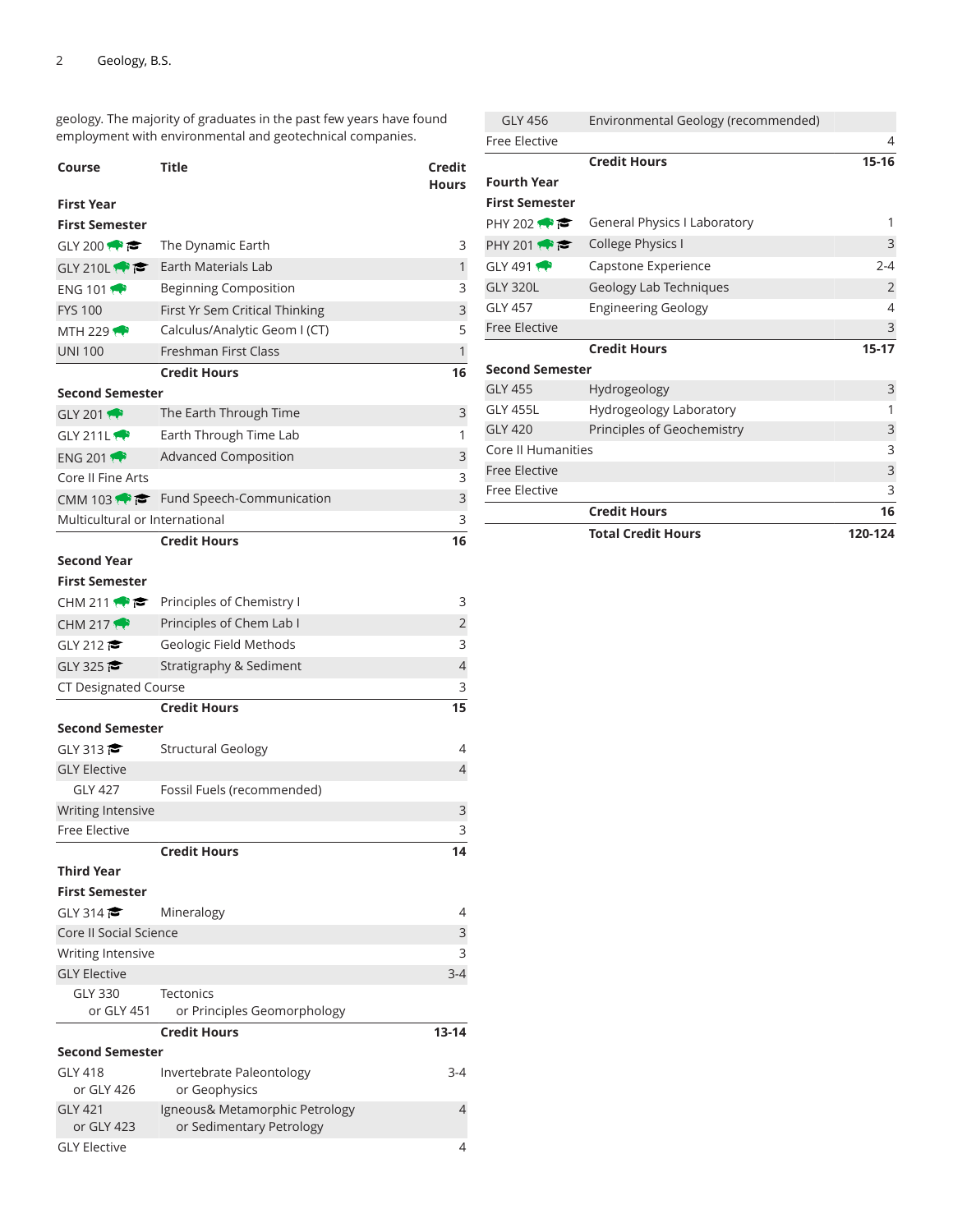geology. The majority of graduates in the past few years have found employment with environmental and geotechnical companies.

| Course | Title | Credit Hours |
|---|---|---|
| **First Year** | | |
| **First Semester** | | |
| GLY 200 | The Dynamic Earth | 3 |
| GLY 210L | Earth Materials Lab | 1 |
| ENG 101 | Beginning Composition | 3 |
| FYS 100 | First Yr Sem Critical Thinking | 3 |
| MTH 229 | Calculus/Analytic Geom I (CT) | 5 |
| UNI 100 | Freshman First Class | 1 |
| | **Credit Hours** | **16** |
| **Second Semester** | | |
| GLY 201 | The Earth Through Time | 3 |
| GLY 211L | Earth Through Time Lab | 1 |
| ENG 201 | Advanced Composition | 3 |
| Core II Fine Arts | | 3 |
| CMM 103 | Fund Speech-Communication | 3 |
| Multicultural or International | | 3 |
| | **Credit Hours** | **16** |
| **Second Year** | | |
| **First Semester** | | |
| CHM 211 | Principles of Chemistry I | 3 |
| CHM 217 | Principles of Chem Lab I | 2 |
| GLY 212 | Geologic Field Methods | 3 |
| GLY 325 | Stratigraphy & Sediment | 4 |
| CT Designated Course | | 3 |
| | **Credit Hours** | **15** |
| **Second Semester** | | |
| GLY 313 | Structural Geology | 4 |
| GLY Elective | | 4 |
| GLY 427 | Fossil Fuels (recommended) | |
| Writing Intensive | | 3 |
| Free Elective | | 3 |
| | **Credit Hours** | **14** |
| **Third Year** | | |
| **First Semester** | | |
| GLY 314 | Mineralogy | 4 |
| Core II Social Science | | 3 |
| Writing Intensive | | 3 |
| GLY Elective | | 3-4 |
| GLY 330 or GLY 451 | Tectonics or Principles Geomorphology | |
| | **Credit Hours** | **13-14** |
| **Second Semester** | | |
| GLY 418 or GLY 426 | Invertebrate Paleontology or Geophysics | 3-4 |
| GLY 421 or GLY 423 | Igneous& Metamorphic Petrology or Sedimentary Petrology | 4 |
| GLY Elective | | 4 |
| GLY 456 | Environmental Geology (recommended) | |
| Free Elective | | 4 |
| | **Credit Hours** | **15-16** |
| **Fourth Year** | | |
| **First Semester** | | |
| PHY 202 | General Physics I Laboratory | 1 |
| PHY 201 | College Physics I | 3 |
| GLY 491 | Capstone Experience | 2-4 |
| GLY 320L | Geology Lab Techniques | 2 |
| GLY 457 | Engineering Geology | 4 |
| Free Elective | | 3 |
| | **Credit Hours** | **15-17** |
| **Second Semester** | | |
| GLY 455 | Hydrogeology | 3 |
| GLY 455L | Hydrogeology Laboratory | 1 |
| GLY 420 | Principles of Geochemistry | 3 |
| Core II Humanities | | 3 |
| Free Elective | | 3 |
| Free Elective | | 3 |
| | **Credit Hours** | **16** |
| | **Total Credit Hours** | **120-124** |